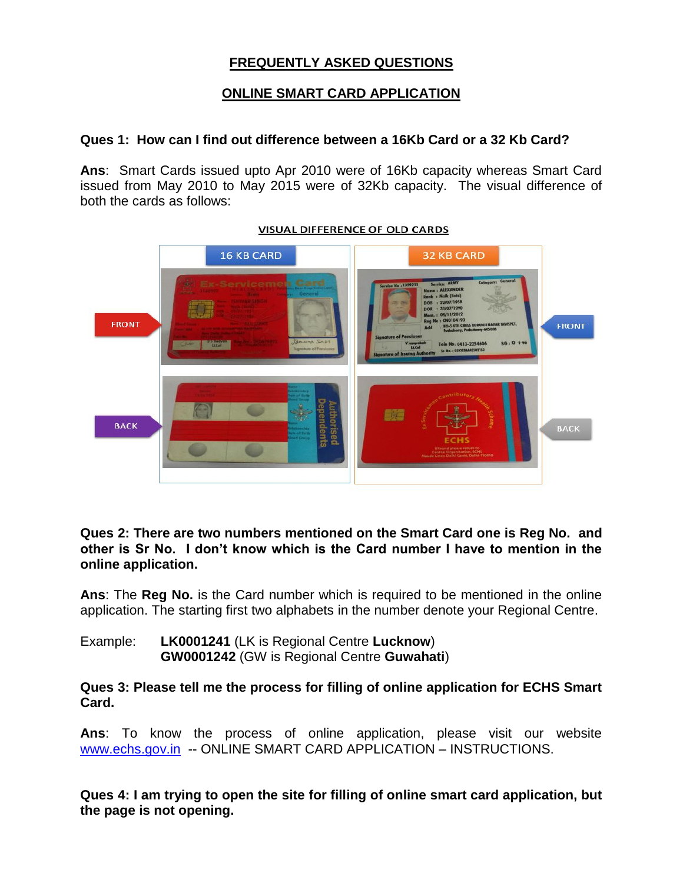# FREQUENTLY ASKED QUESTIONS

## ONLINE SMART CARD APPLICATION

**Ques 1: How can I find out difference between a 16Kb Card or a 32 Kb Card?**

**Ans**: Smart Cards issued upto Apr 2010 were of 16Kb capacity whereas Smart Card issued from May 2010 to May 2015 were of 32Kb capacity. The visual difference of both the cards as follows:

VISUAL DIFFERENCE OF OLD CARDS

**Ques 2: There are two numbers mentioned on the Smart Card one is Reg No. and other is Sr No. I don't know which is the Card number I have to mention in the online application.**

**Ans**: The **Reg No.** is the Card number which is required to be mentioned in the online application. The starting first two alphabets in the number denote your Regional Centre.

Example: **LK0001241** (LK is Regional Centre **Lucknow**)
**GW0001242** (GW is Regional Centre **Guwahati**)

**Ques 3: Please tell me the process for filling of online application for ECHS Smart Card.**

**Ans**: To know the process of online application, please visit our website www.echs.gov.in -- ONLINE SMART CARD APPLICATION – INSTRUCTIONS.

**Ques 4: I am trying to open the site for filling of online smart card application, but the page is not opening.**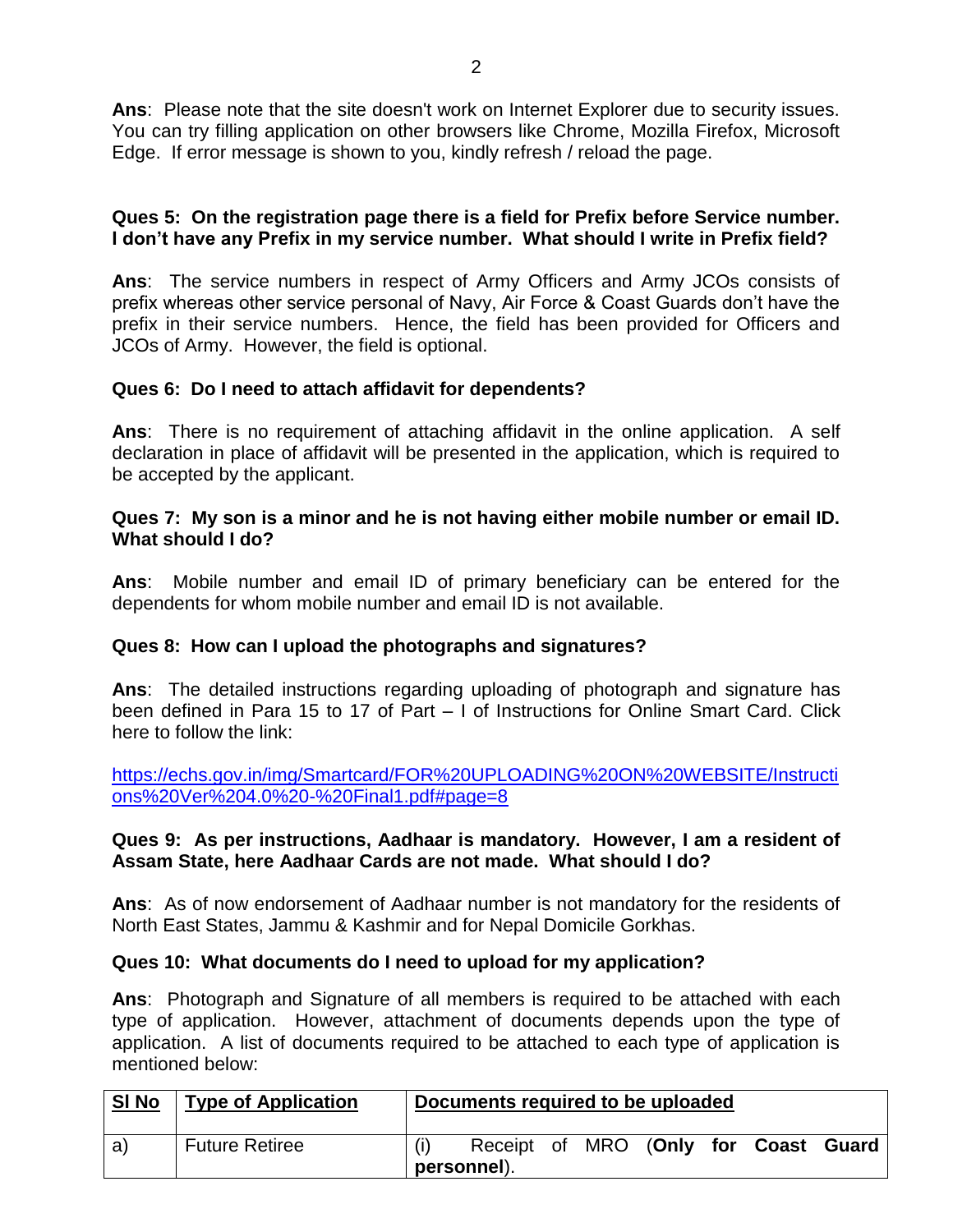**Ans**: Please note that the site doesn't work on Internet Explorer due to security issues. You can try filling application on other browsers like Chrome, Mozilla Firefox, Microsoft Edge. If error message is shown to you, kindly refresh / reload the page.

**Ques 5: On the registration page there is a field for Prefix before Service number. I don't have any Prefix in my service number. What should I write in Prefix field?**

**Ans**: The service numbers in respect of Army Officers and Army JCOs consists of prefix whereas other service personal of Navy, Air Force & Coast Guards don't have the prefix in their service numbers. Hence, the field has been provided for Officers and JCOs of Army. However, the field is optional.

**Ques 6: Do I need to attach affidavit for dependents?**

**Ans**: There is no requirement of attaching affidavit in the online application. A self declaration in place of affidavit will be presented in the application, which is required to be accepted by the applicant.

**Ques 7: My son is a minor and he is not having either mobile number or email ID. What should I do?**

**Ans**: Mobile number and email ID of primary beneficiary can be entered for the dependents for whom mobile number and email ID is not available.

**Ques 8: How can I upload the photographs and signatures?**

**Ans**: The detailed instructions regarding uploading of photograph and signature has been defined in Para 15 to 17 of Part – I of Instructions for Online Smart Card. Click here to follow the link:

https://echs.gov.in/img/Smartcard/FOR%20UPLOADING%20ON%20WEBSITE/Instructions%20Ver%204.0%20-%20Final1.pdf#page=8

**Ques 9: As per instructions, Aadhaar is mandatory. However, I am a resident of Assam State, here Aadhaar Cards are not made. What should I do?**

**Ans**: As of now endorsement of Aadhaar number is not mandatory for the residents of North East States, Jammu & Kashmir and for Nepal Domicile Gorkhas.

**Ques 10: What documents do I need to upload for my application?**

**Ans**: Photograph and Signature of all members is required to be attached with each type of application. However, attachment of documents depends upon the type of application. A list of documents required to be attached to each type of application is mentioned below:

| Sl No | Type of Application | Documents required to be uploaded |
|---|---|---|
| a) | Future Retiree | (i) Receipt of MRO (**Only for Coast Guard personnel**). |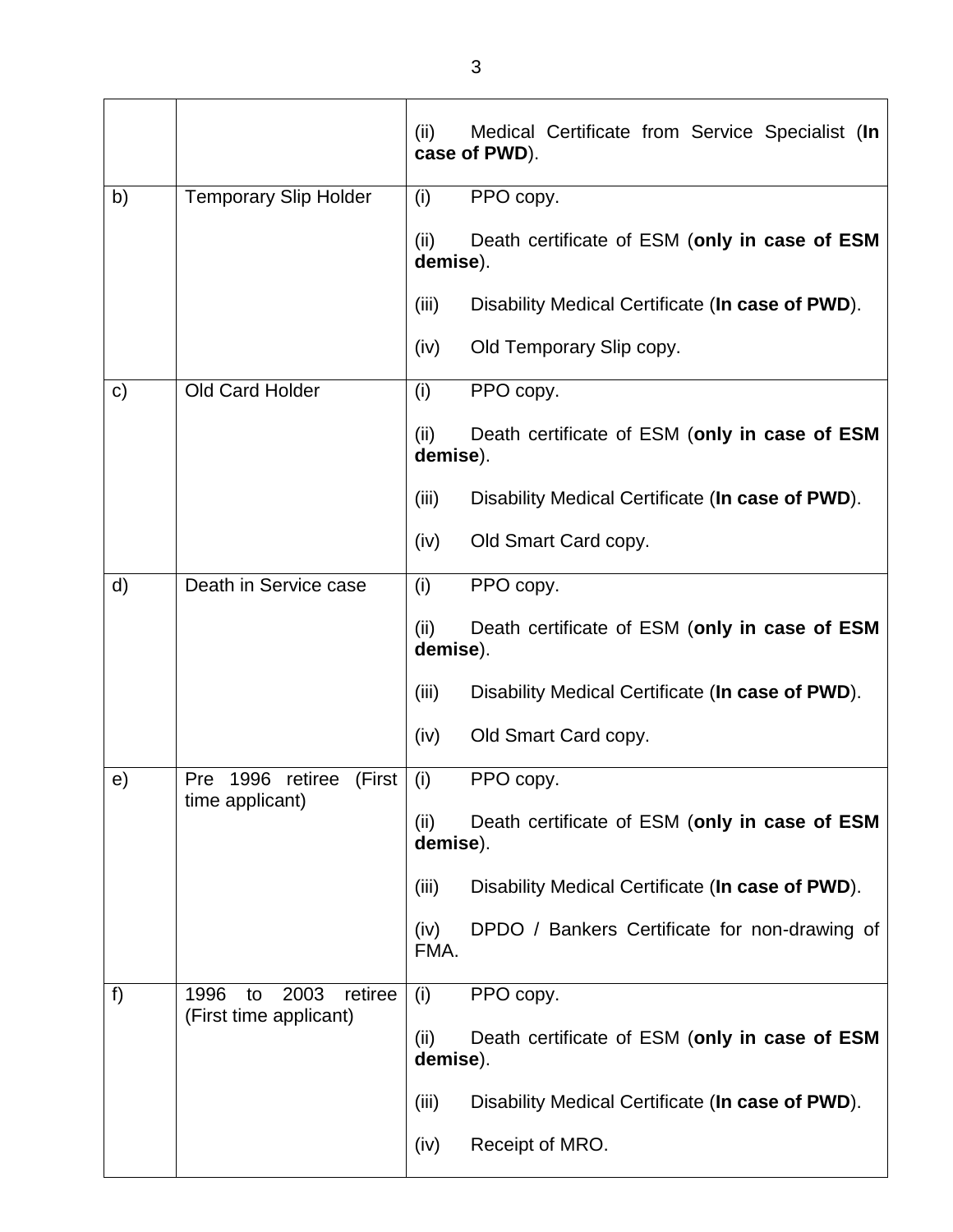| | | |
|---|---|---|
| | | (ii) Medical Certificate from Service Specialist (**In case of PWD**). |
| b) | Temporary Slip Holder | (i) PPO copy.<br><br>(ii) Death certificate of ESM (**only in case of ESM demise**).<br><br>(iii) Disability Medical Certificate (**In case of PWD**).<br><br>(iv) Old Temporary Slip copy. |
| c) | Old Card Holder | (i) PPO copy.<br><br>(ii) Death certificate of ESM (**only in case of ESM demise**).<br><br>(iii) Disability Medical Certificate (**In case of PWD**).<br><br>(iv) Old Smart Card copy. |
| d) | Death in Service case | (i) PPO copy.<br><br>(ii) Death certificate of ESM (**only in case of ESM demise**).<br><br>(iii) Disability Medical Certificate (**In case of PWD**).<br><br>(iv) Old Smart Card copy. |
| e) | Pre 1996 retiree (First time applicant) | (i) PPO copy.<br><br>(ii) Death certificate of ESM (**only in case of ESM demise**).<br><br>(iii) Disability Medical Certificate (**In case of PWD**).<br><br>(iv) DPDO / Bankers Certificate for non-drawing of FMA. |
| f) | 1996 to 2003 retiree (First time applicant) | (i) PPO copy.<br><br>(ii) Death certificate of ESM (**only in case of ESM demise**).<br><br>(iii) Disability Medical Certificate (**In case of PWD**).<br><br>(iv) Receipt of MRO. |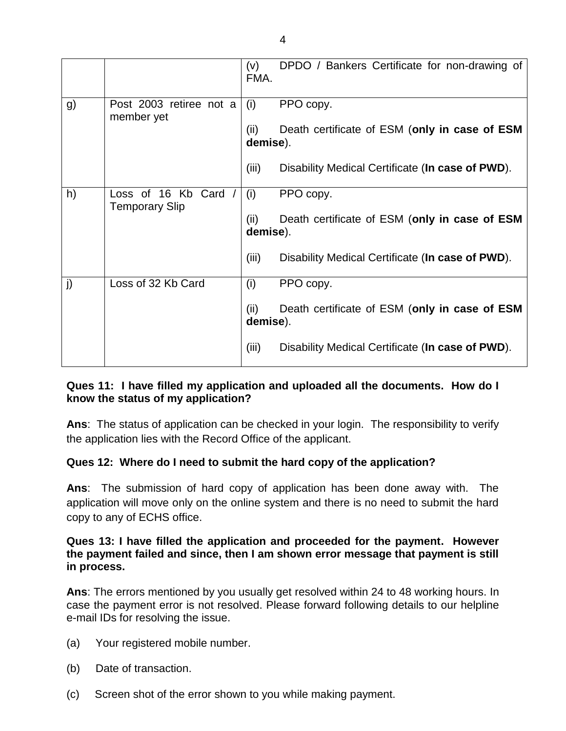| | | |
|---|---|---|
| | | (v) DPDO / Bankers Certificate for non-drawing of FMA. |
| g) | Post 2003 retiree not a member yet | (i) PPO copy.<br><br>(ii) Death certificate of ESM (**only in case of ESM demise**).<br><br>(iii) Disability Medical Certificate (**In case of PWD**). |
| h) | Loss of 16 Kb Card / Temporary Slip | (i) PPO copy.<br><br>(ii) Death certificate of ESM (**only in case of ESM demise**).<br><br>(iii) Disability Medical Certificate (**In case of PWD**). |
| j) | Loss of 32 Kb Card | (i) PPO copy.<br><br>(ii) Death certificate of ESM (**only in case of ESM demise**).<br><br>(iii) Disability Medical Certificate (**In case of PWD**). |

**Ques 11: I have filled my application and uploaded all the documents. How do I know the status of my application?**

**Ans**: The status of application can be checked in your login. The responsibility to verify the application lies with the Record Office of the applicant.

**Ques 12: Where do I need to submit the hard copy of the application?**

**Ans**: The submission of hard copy of application has been done away with. The application will move only on the online system and there is no need to submit the hard copy to any of ECHS office.

**Ques 13: I have filled the application and proceeded for the payment. However the payment failed and since, then I am shown error message that payment is still in process.**

**Ans**: The errors mentioned by you usually get resolved within 24 to 48 working hours. In case the payment error is not resolved. Please forward following details to our helpline e-mail IDs for resolving the issue.

(a) Your registered mobile number.

(b) Date of transaction.

(c) Screen shot of the error shown to you while making payment.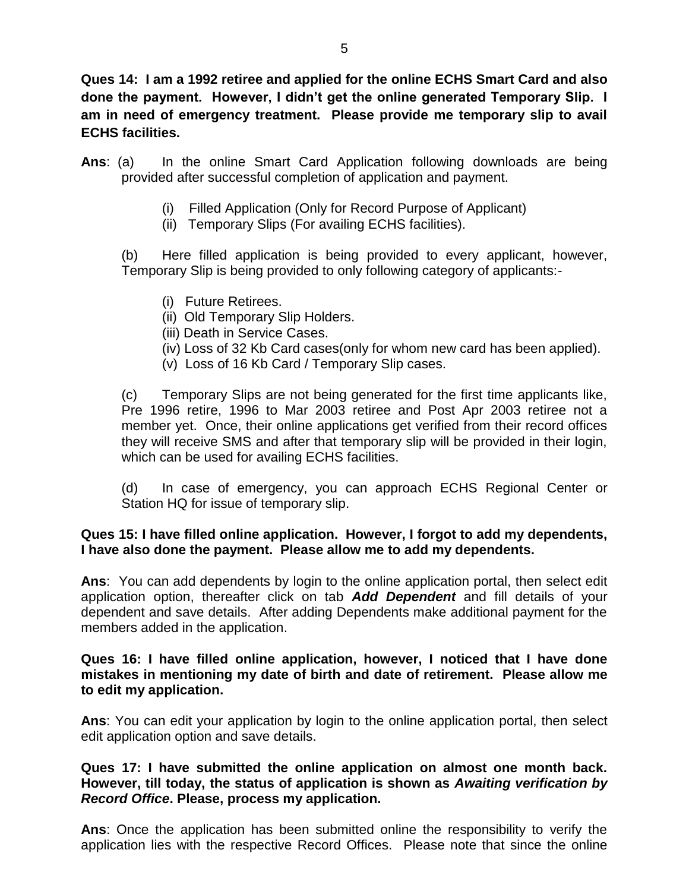**Ques 14: I am a 1992 retiree and applied for the online ECHS Smart Card and also done the payment. However, I didn't get the online generated Temporary Slip. I am in need of emergency treatment. Please provide me temporary slip to avail ECHS facilities.**

**Ans**: (a) In the online Smart Card Application following downloads are being provided after successful completion of application and payment.

(i) Filled Application (Only for Record Purpose of Applicant)
(ii) Temporary Slips (For availing ECHS facilities).

(b) Here filled application is being provided to every applicant, however, Temporary Slip is being provided to only following category of applicants:-

(i) Future Retirees.
(ii) Old Temporary Slip Holders.
(iii) Death in Service Cases.
(iv) Loss of 32 Kb Card cases(only for whom new card has been applied).
(v) Loss of 16 Kb Card / Temporary Slip cases.

(c) Temporary Slips are not being generated for the first time applicants like, Pre 1996 retire, 1996 to Mar 2003 retiree and Post Apr 2003 retiree not a member yet. Once, their online applications get verified from their record offices they will receive SMS and after that temporary slip will be provided in their login, which can be used for availing ECHS facilities.

(d) In case of emergency, you can approach ECHS Regional Center or Station HQ for issue of temporary slip.

**Ques 15: I have filled online application. However, I forgot to add my dependents, I have also done the payment. Please allow me to add my dependents.**

**Ans**: You can add dependents by login to the online application portal, then select edit application option, thereafter click on tab ***Add Dependent*** and fill details of your dependent and save details. After adding Dependents make additional payment for the members added in the application.

**Ques 16: I have filled online application, however, I noticed that I have done mistakes in mentioning my date of birth and date of retirement. Please allow me to edit my application.**

**Ans**: You can edit your application by login to the online application portal, then select edit application option and save details.

**Ques 17: I have submitted the online application on almost one month back. However, till today, the status of application is shown as *Awaiting verification by Record Office*. Please, process my application.**

**Ans**: Once the application has been submitted online the responsibility to verify the application lies with the respective Record Offices. Please note that since the online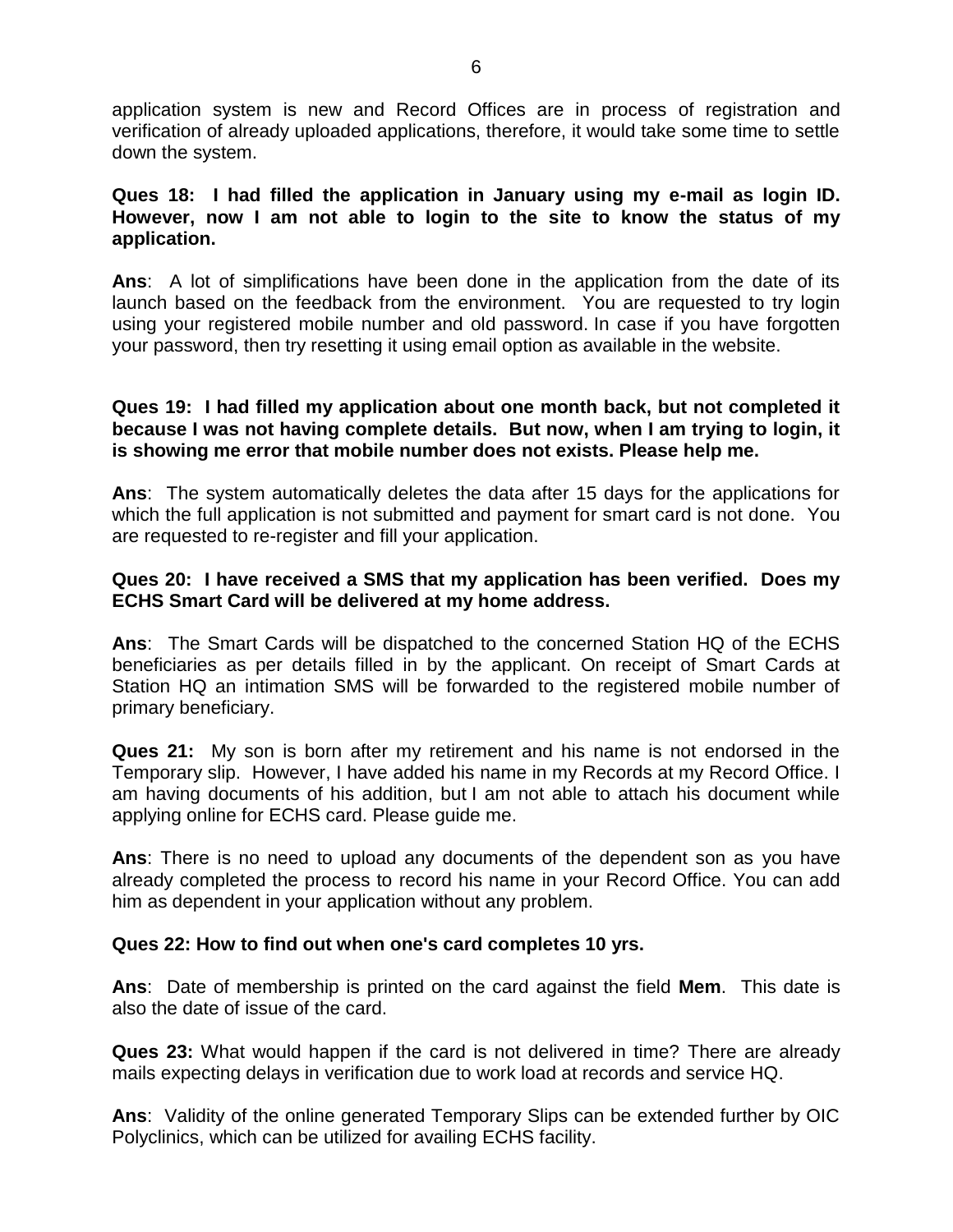application system is new and Record Offices are in process of registration and verification of already uploaded applications, therefore, it would take some time to settle down the system.

**Ques 18: I had filled the application in January using my e-mail as login ID. However, now I am not able to login to the site to know the status of my application.**

**Ans**: A lot of simplifications have been done in the application from the date of its launch based on the feedback from the environment. You are requested to try login using your registered mobile number and old password. In case if you have forgotten your password, then try resetting it using email option as available in the website.

**Ques 19: I had filled my application about one month back, but not completed it because I was not having complete details. But now, when I am trying to login, it is showing me error that mobile number does not exists. Please help me.**

**Ans**: The system automatically deletes the data after 15 days for the applications for which the full application is not submitted and payment for smart card is not done. You are requested to re-register and fill your application.

**Ques 20: I have received a SMS that my application has been verified. Does my ECHS Smart Card will be delivered at my home address.**

**Ans**: The Smart Cards will be dispatched to the concerned Station HQ of the ECHS beneficiaries as per details filled in by the applicant. On receipt of Smart Cards at Station HQ an intimation SMS will be forwarded to the registered mobile number of primary beneficiary.

**Ques 21:** My son is born after my retirement and his name is not endorsed in the Temporary slip. However, I have added his name in my Records at my Record Office. I am having documents of his addition, but I am not able to attach his document while applying online for ECHS card. Please guide me.

**Ans**: There is no need to upload any documents of the dependent son as you have already completed the process to record his name in your Record Office. You can add him as dependent in your application without any problem.

**Ques 22: How to find out when one's card completes 10 yrs.**

**Ans**: Date of membership is printed on the card against the field **Mem**. This date is also the date of issue of the card.

**Ques 23:** What would happen if the card is not delivered in time? There are already mails expecting delays in verification due to work load at records and service HQ.

**Ans**: Validity of the online generated Temporary Slips can be extended further by OIC Polyclinics, which can be utilized for availing ECHS facility.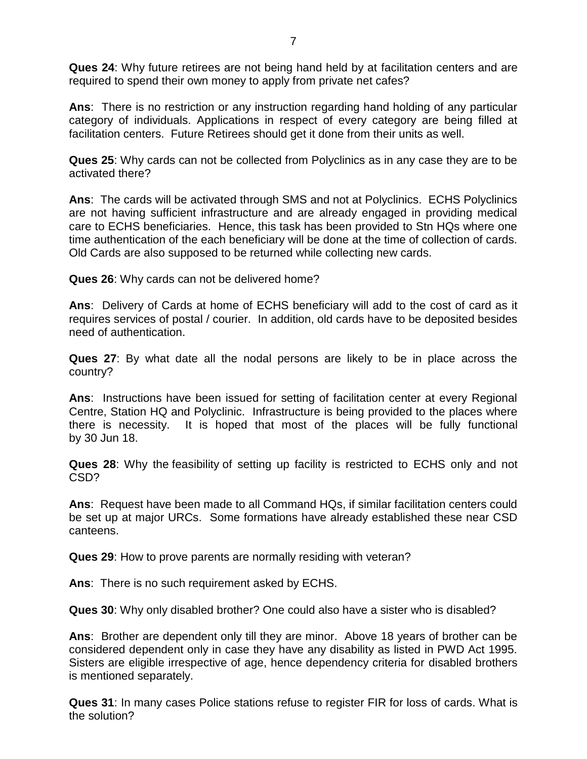**Ques 24**: Why future retirees are not being hand held by at facilitation centers and are required to spend their own money to apply from private net cafes?

**Ans**: There is no restriction or any instruction regarding hand holding of any particular category of individuals. Applications in respect of every category are being filled at facilitation centers. Future Retirees should get it done from their units as well.

**Ques 25**: Why cards can not be collected from Polyclinics as in any case they are to be activated there?

**Ans**: The cards will be activated through SMS and not at Polyclinics. ECHS Polyclinics are not having sufficient infrastructure and are already engaged in providing medical care to ECHS beneficiaries. Hence, this task has been provided to Stn HQs where one time authentication of the each beneficiary will be done at the time of collection of cards. Old Cards are also supposed to be returned while collecting new cards.

**Ques 26**: Why cards can not be delivered home?

**Ans**: Delivery of Cards at home of ECHS beneficiary will add to the cost of card as it requires services of postal / courier. In addition, old cards have to be deposited besides need of authentication.

**Ques 27**: By what date all the nodal persons are likely to be in place across the country?

**Ans**: Instructions have been issued for setting of facilitation center at every Regional Centre, Station HQ and Polyclinic. Infrastructure is being provided to the places where there is necessity. It is hoped that most of the places will be fully functional by 30 Jun 18.

**Ques 28**: Why the feasibility of setting up facility is restricted to ECHS only and not CSD?

**Ans**: Request have been made to all Command HQs, if similar facilitation centers could be set up at major URCs. Some formations have already established these near CSD canteens.

**Ques 29**: How to prove parents are normally residing with veteran?

**Ans**: There is no such requirement asked by ECHS.

**Ques 30**: Why only disabled brother? One could also have a sister who is disabled?

**Ans**: Brother are dependent only till they are minor. Above 18 years of brother can be considered dependent only in case they have any disability as listed in PWD Act 1995. Sisters are eligible irrespective of age, hence dependency criteria for disabled brothers is mentioned separately.

**Ques 31**: In many cases Police stations refuse to register FIR for loss of cards. What is the solution?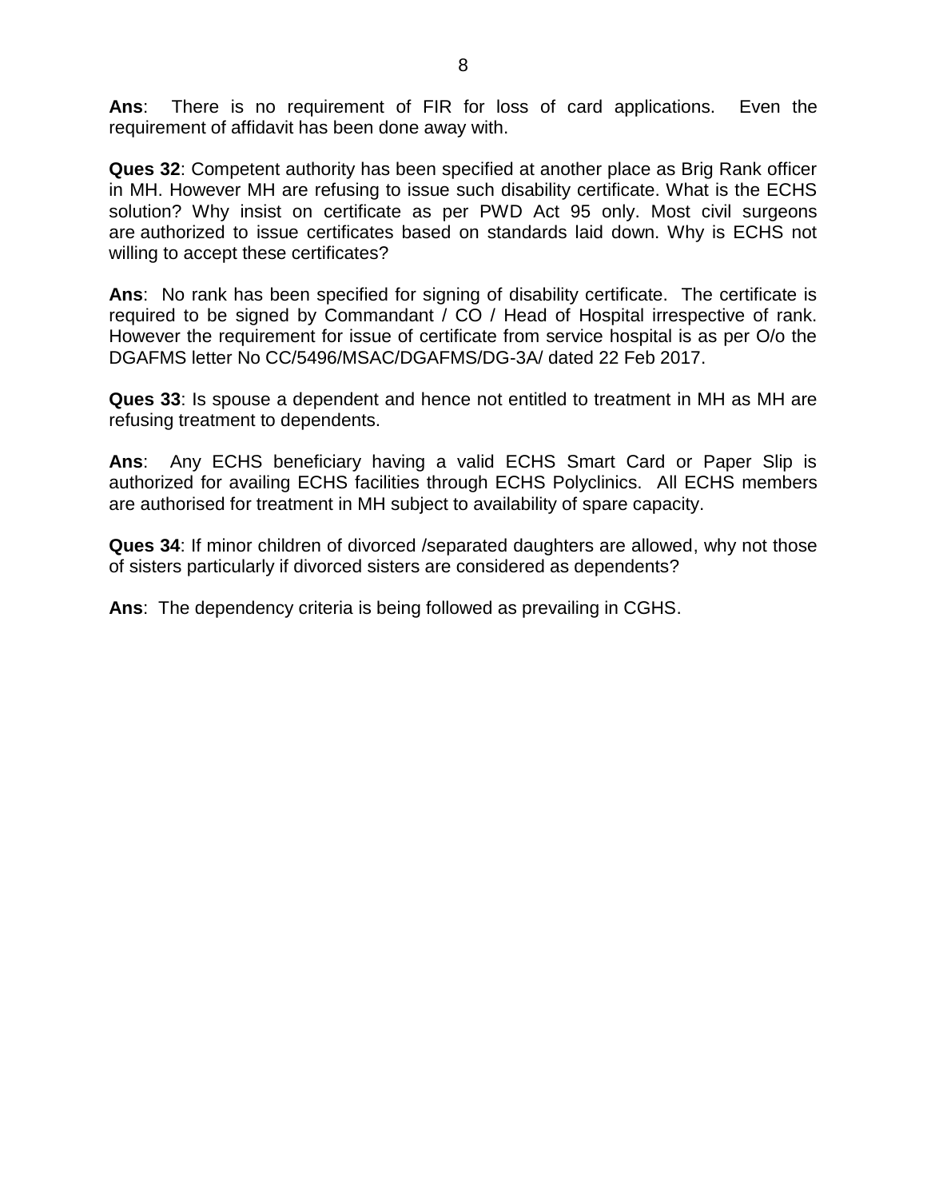**Ans**: There is no requirement of FIR for loss of card applications. Even the requirement of affidavit has been done away with.

**Ques 32**: Competent authority has been specified at another place as Brig Rank officer in MH. However MH are refusing to issue such disability certificate. What is the ECHS solution? Why insist on certificate as per PWD Act 95 only. Most civil surgeons are authorized to issue certificates based on standards laid down. Why is ECHS not willing to accept these certificates?

**Ans**: No rank has been specified for signing of disability certificate. The certificate is required to be signed by Commandant / CO / Head of Hospital irrespective of rank. However the requirement for issue of certificate from service hospital is as per O/o the DGAFMS letter No CC/5496/MSAC/DGAFMS/DG-3A/ dated 22 Feb 2017.

**Ques 33**: Is spouse a dependent and hence not entitled to treatment in MH as MH are refusing treatment to dependents.

**Ans**: Any ECHS beneficiary having a valid ECHS Smart Card or Paper Slip is authorized for availing ECHS facilities through ECHS Polyclinics. All ECHS members are authorised for treatment in MH subject to availability of spare capacity.

**Ques 34**: If minor children of divorced /separated daughters are allowed, why not those of sisters particularly if divorced sisters are considered as dependents?

**Ans**: The dependency criteria is being followed as prevailing in CGHS.